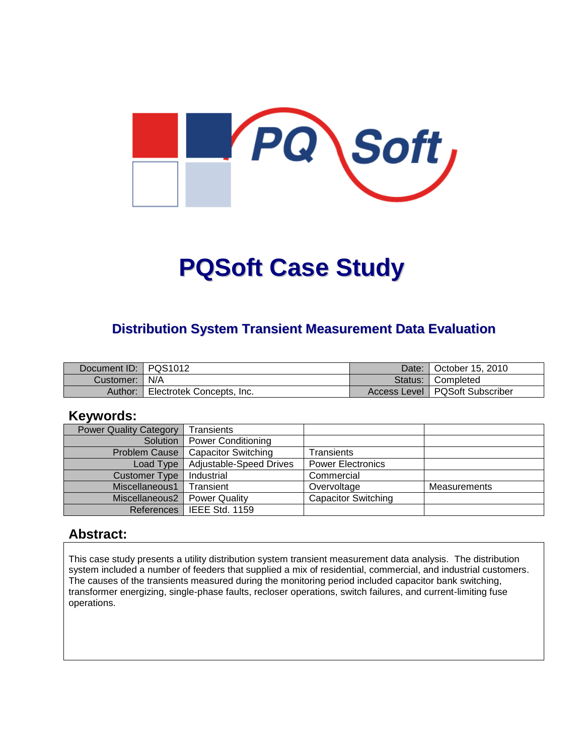# PQSoft Case Study

## Distribution System Transient Measurement Data Evaluation

| Document ID: | PQS1012 | Date: | October 15, 2010 |
|---|---|---|---|
| Customer: | N/A | Status: | Completed |
| Author: | Electrotek Concepts, Inc. | Access Level | PQSoft Subscriber |

## Keywords:

| Power Quality Category | Transients | | |
|---|---|---|---|
| Solution | Power Conditioning | | |
| Problem Cause | Capacitor Switching | Transients | |
| Load Type | Adjustable-Speed Drives | Power Electronics | |
| Customer Type | Industrial | Commercial | |
| Miscellaneous1 | Transient | Overvoltage | Measurements |
| Miscellaneous2 | Power Quality | Capacitor Switching | |
| References | IEEE Std. 1159 | | |

## Abstract:

This case study presents a utility distribution system transient measurement data analysis. The distribution system included a number of feeders that supplied a mix of residential, commercial, and industrial customers. The causes of the transients measured during the monitoring period included capacitor bank switching, transformer energizing, single-phase faults, recloser operations, switch failures, and current-limiting fuse operations.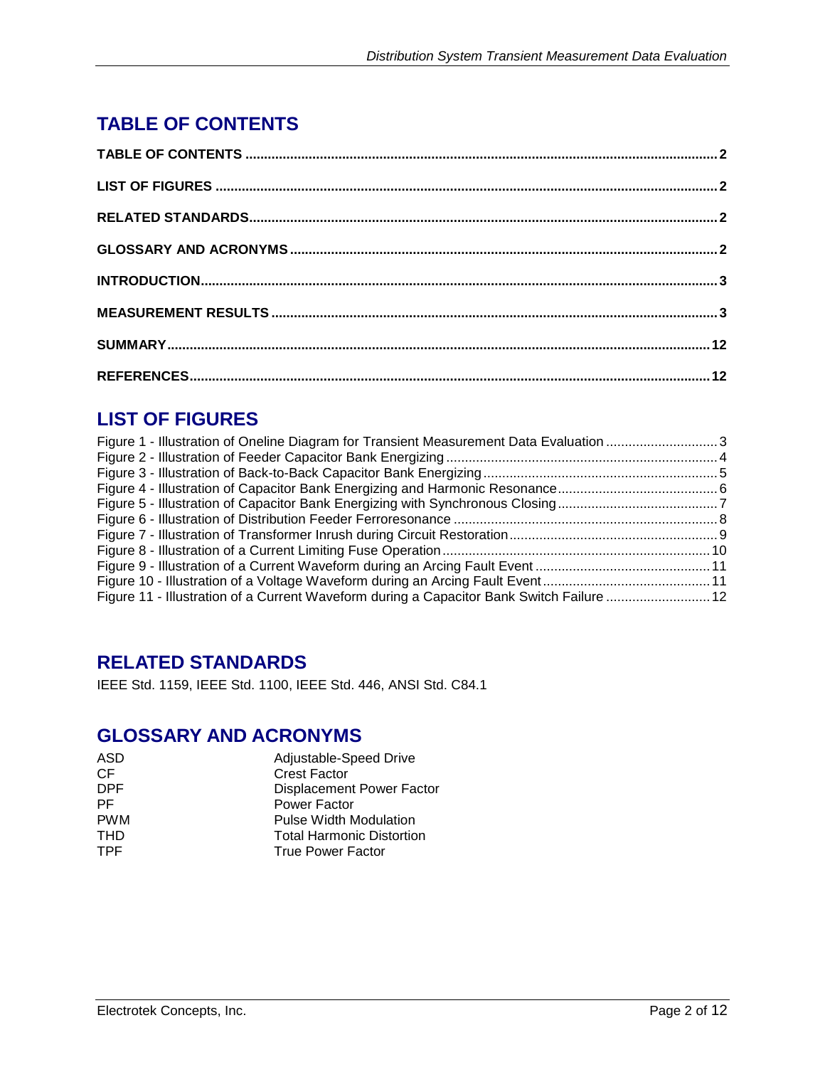# TABLE OF CONTENTS

**TABLE OF CONTENTS** ..... **2**

**LIST OF FIGURES** ..... **2**

**RELATED STANDARDS** ..... **2**

**GLOSSARY AND ACRONYMS** ..... **2**

**INTRODUCTION** ..... **3**

**MEASUREMENT RESULTS** ..... **3**

**SUMMARY** ..... **12**

**REFERENCES** ..... **12**

# LIST OF FIGURES

Figure 1 - Illustration of Oneline Diagram for Transient Measurement Data Evaluation ..... 3
Figure 2 - Illustration of Feeder Capacitor Bank Energizing ..... 4
Figure 3 - Illustration of Back-to-Back Capacitor Bank Energizing ..... 5
Figure 4 - Illustration of Capacitor Bank Energizing and Harmonic Resonance ..... 6
Figure 5 - Illustration of Capacitor Bank Energizing with Synchronous Closing ..... 7
Figure 6 - Illustration of Distribution Feeder Ferroresonance ..... 8
Figure 7 - Illustration of Transformer Inrush during Circuit Restoration ..... 9
Figure 8 - Illustration of a Current Limiting Fuse Operation ..... 10
Figure 9 - Illustration of a Current Waveform during an Arcing Fault Event ..... 11
Figure 10 - Illustration of a Voltage Waveform during an Arcing Fault Event ..... 11
Figure 11 - Illustration of a Current Waveform during a Capacitor Bank Switch Failure ..... 12

# RELATED STANDARDS

IEEE Std. 1159, IEEE Std. 1100, IEEE Std. 446, ANSI Std. C84.1

# GLOSSARY AND ACRONYMS

| | |
|---|---|
| ASD | Adjustable-Speed Drive |
| CF | Crest Factor |
| DPF | Displacement Power Factor |
| PF | Power Factor |
| PWM | Pulse Width Modulation |
| THD | Total Harmonic Distortion |
| TPF | True Power Factor |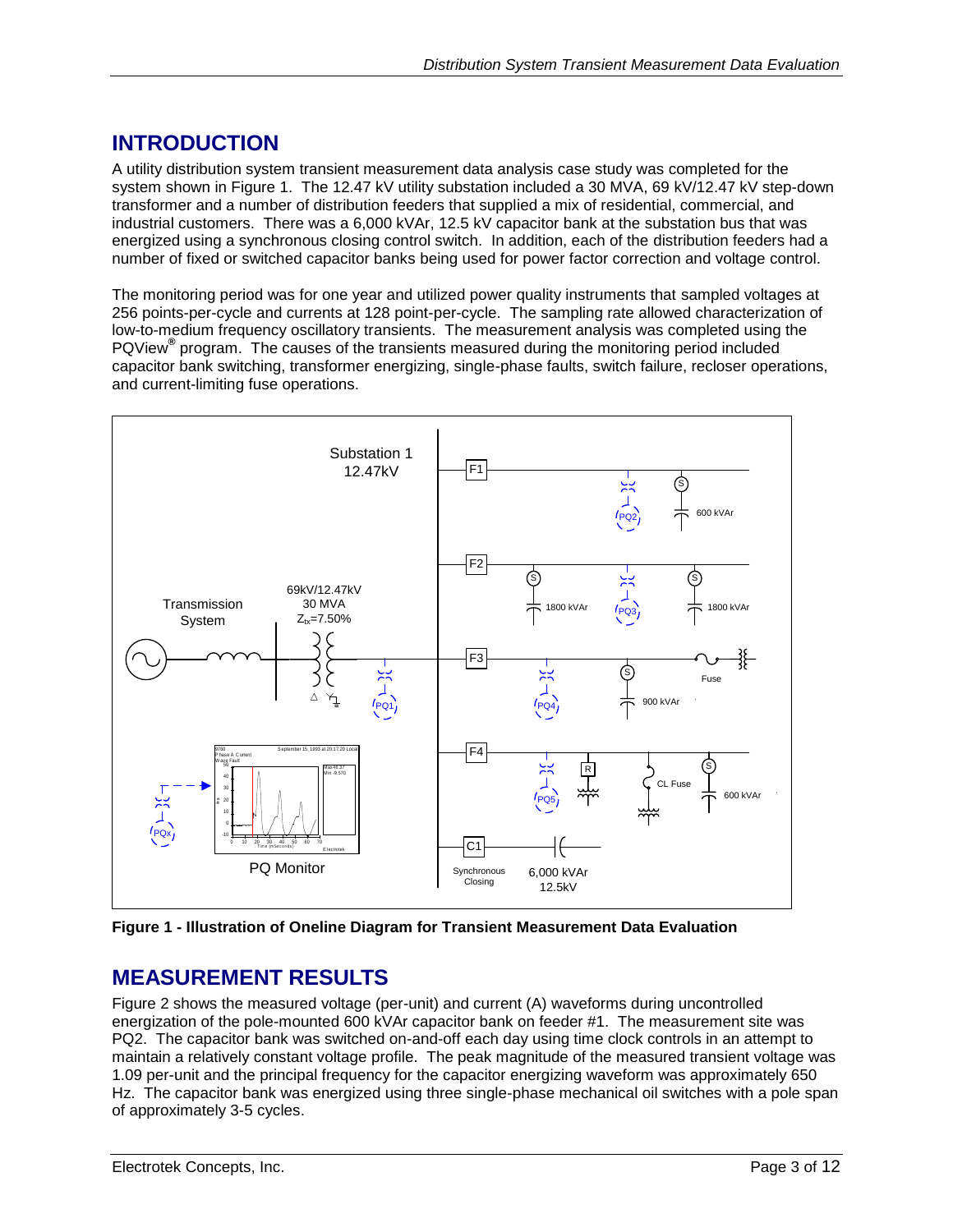## INTRODUCTION

A utility distribution system transient measurement data analysis case study was completed for the system shown in Figure 1. The 12.47 kV utility substation included a 30 MVA, 69 kV/12.47 kV step-down transformer and a number of distribution feeders that supplied a mix of residential, commercial, and industrial customers. There was a 6,000 kVAr, 12.5 kV capacitor bank at the substation bus that was energized using a synchronous closing control switch. In addition, each of the distribution feeders had a number of fixed or switched capacitor banks being used for power factor correction and voltage control.

The monitoring period was for one year and utilized power quality instruments that sampled voltages at 256 points-per-cycle and currents at 128 point-per-cycle. The sampling rate allowed characterization of low-to-medium frequency oscillatory transients. The measurement analysis was completed using the PQView® program. The causes of the transients measured during the monitoring period included capacitor bank switching, transformer energizing, single-phase faults, switch failure, recloser operations, and current-limiting fuse operations.

**Figure 1 - Illustration of Oneline Diagram for Transient Measurement Data Evaluation**

## MEASUREMENT RESULTS

Figure 2 shows the measured voltage (per-unit) and current (A) waveforms during uncontrolled energization of the pole-mounted 600 kVAr capacitor bank on feeder #1. The measurement site was PQ2. The capacitor bank was switched on-and-off each day using time clock controls in an attempt to maintain a relatively constant voltage profile. The peak magnitude of the measured transient voltage was 1.09 per-unit and the principal frequency for the capacitor energizing waveform was approximately 650 Hz. The capacitor bank was energized using three single-phase mechanical oil switches with a pole span of approximately 3-5 cycles.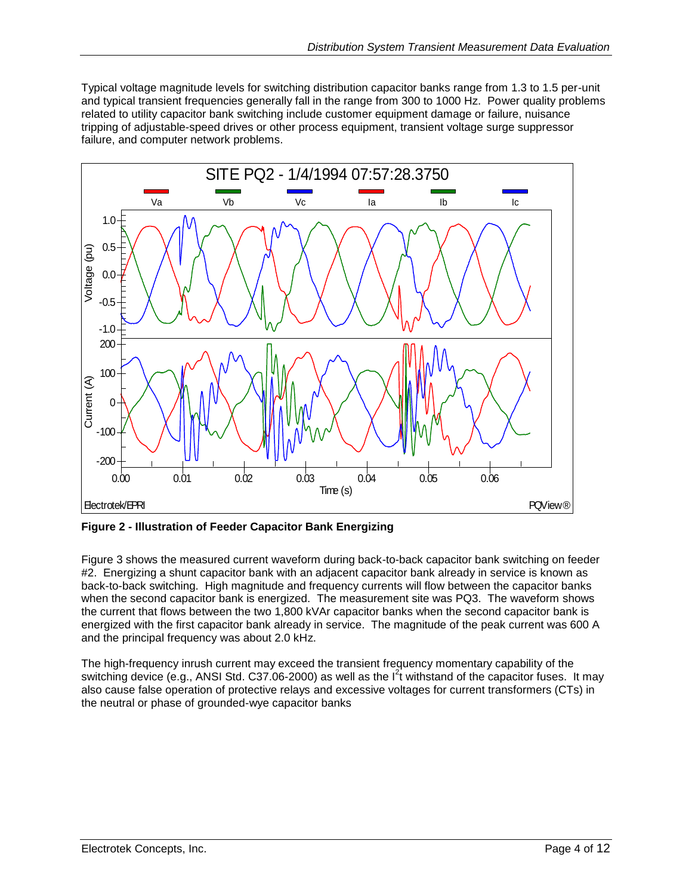Typical voltage magnitude levels for switching distribution capacitor banks range from 1.3 to 1.5 per-unit and typical transient frequencies generally fall in the range from 300 to 1000 Hz. Power quality problems related to utility capacitor bank switching include customer equipment damage or failure, nuisance tripping of adjustable-speed drives or other process equipment, transient voltage surge suppressor failure, and computer network problems.

**Figure 2 - Illustration of Feeder Capacitor Bank Energizing**

Figure 3 shows the measured current waveform during back-to-back capacitor bank switching on feeder #2. Energizing a shunt capacitor bank with an adjacent capacitor bank already in service is known as back-to-back switching. High magnitude and frequency currents will flow between the capacitor banks when the second capacitor bank is energized. The measurement site was PQ3. The waveform shows the current that flows between the two 1,800 kVAr capacitor banks when the second capacitor bank is energized with the first capacitor bank already in service. The magnitude of the peak current was 600 A and the principal frequency was about 2.0 kHz.

The high-frequency inrush current may exceed the transient frequency momentary capability of the switching device (e.g., ANSI Std. C37.06-2000) as well as the $I^2t$ withstand of the capacitor fuses. It may also cause false operation of protective relays and excessive voltages for current transformers (CTs) in the neutral or phase of grounded-wye capacitor banks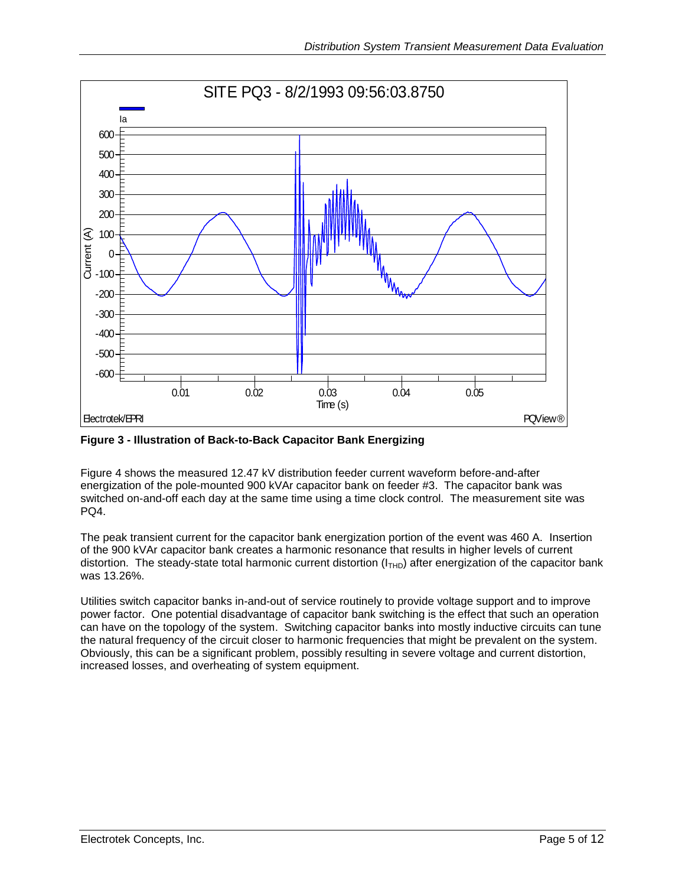**Figure 3 - Illustration of Back-to-Back Capacitor Bank Energizing**

Figure 4 shows the measured 12.47 kV distribution feeder current waveform before-and-after energization of the pole-mounted 900 kVAr capacitor bank on feeder #3. The capacitor bank was switched on-and-off each day at the same time using a time clock control. The measurement site was PQ4.

The peak transient current for the capacitor bank energization portion of the event was 460 A. Insertion of the 900 kVAr capacitor bank creates a harmonic resonance that results in higher levels of current distortion. The steady-state total harmonic current distortion ($I_{THD}$) after energization of the capacitor bank was 13.26%.

Utilities switch capacitor banks in-and-out of service routinely to provide voltage support and to improve power factor. One potential disadvantage of capacitor bank switching is the effect that such an operation can have on the topology of the system. Switching capacitor banks into mostly inductive circuits can tune the natural frequency of the circuit closer to harmonic frequencies that might be prevalent on the system. Obviously, this can be a significant problem, possibly resulting in severe voltage and current distortion, increased losses, and overheating of system equipment.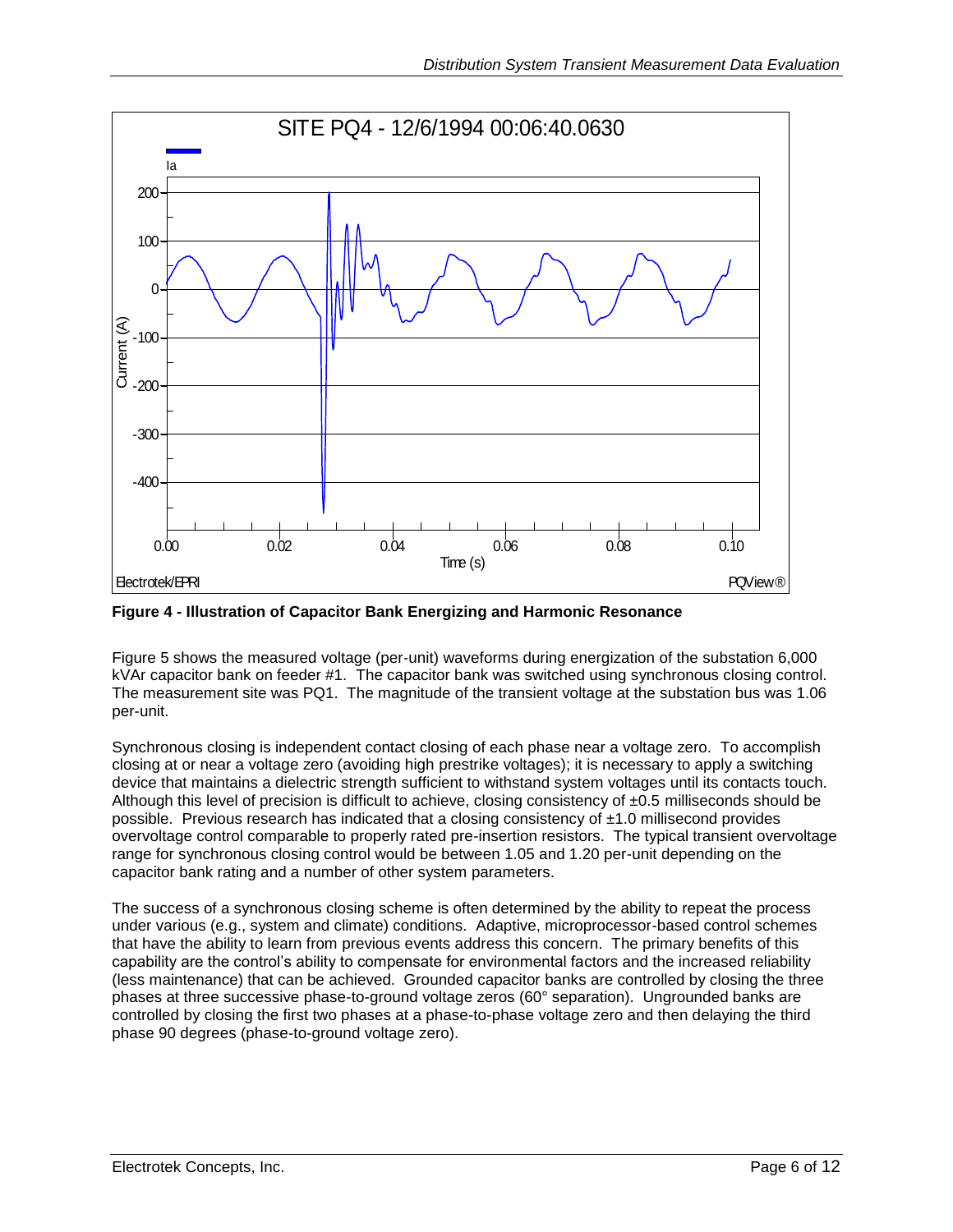**Figure 4 - Illustration of Capacitor Bank Energizing and Harmonic Resonance**

Figure 5 shows the measured voltage (per-unit) waveforms during energization of the substation 6,000 kVAr capacitor bank on feeder #1. The capacitor bank was switched using synchronous closing control. The measurement site was PQ1. The magnitude of the transient voltage at the substation bus was 1.06 per-unit.

Synchronous closing is independent contact closing of each phase near a voltage zero. To accomplish closing at or near a voltage zero (avoiding high prestrike voltages); it is necessary to apply a switching device that maintains a dielectric strength sufficient to withstand system voltages until its contacts touch. Although this level of precision is difficult to achieve, closing consistency of ±0.5 milliseconds should be possible. Previous research has indicated that a closing consistency of ±1.0 millisecond provides overvoltage control comparable to properly rated pre-insertion resistors. The typical transient overvoltage range for synchronous closing control would be between 1.05 and 1.20 per-unit depending on the capacitor bank rating and a number of other system parameters.

The success of a synchronous closing scheme is often determined by the ability to repeat the process under various (e.g., system and climate) conditions. Adaptive, microprocessor-based control schemes that have the ability to learn from previous events address this concern. The primary benefits of this capability are the control's ability to compensate for environmental factors and the increased reliability (less maintenance) that can be achieved. Grounded capacitor banks are controlled by closing the three phases at three successive phase-to-ground voltage zeros (60° separation). Ungrounded banks are controlled by closing the first two phases at a phase-to-phase voltage zero and then delaying the third phase 90 degrees (phase-to-ground voltage zero).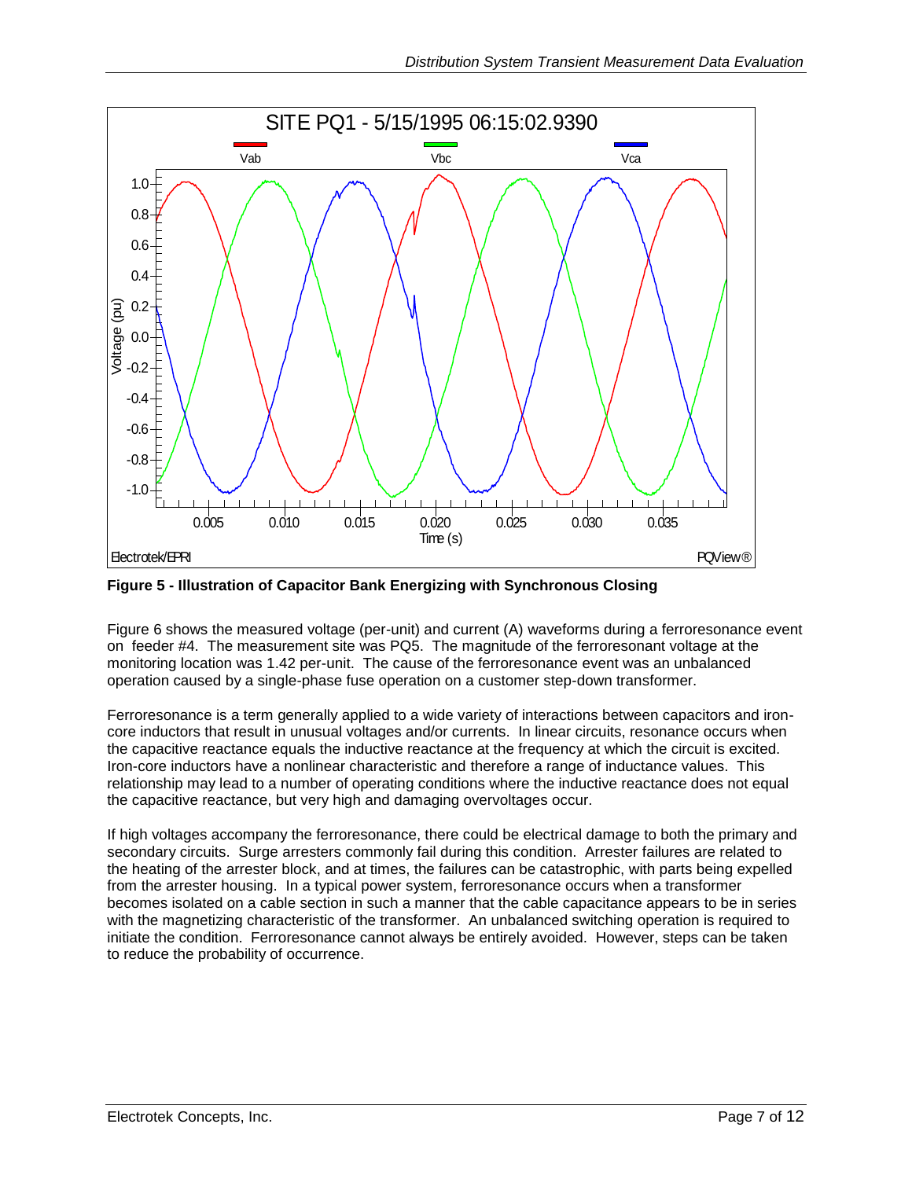**Figure 5 - Illustration of Capacitor Bank Energizing with Synchronous Closing**

Figure 6 shows the measured voltage (per-unit) and current (A) waveforms during a ferroresonance event on feeder #4. The measurement site was PQ5. The magnitude of the ferroresonant voltage at the monitoring location was 1.42 per-unit. The cause of the ferroresonance event was an unbalanced operation caused by a single-phase fuse operation on a customer step-down transformer.

Ferroresonance is a term generally applied to a wide variety of interactions between capacitors and iron-core inductors that result in unusual voltages and/or currents. In linear circuits, resonance occurs when the capacitive reactance equals the inductive reactance at the frequency at which the circuit is excited. Iron-core inductors have a nonlinear characteristic and therefore a range of inductance values. This relationship may lead to a number of operating conditions where the inductive reactance does not equal the capacitive reactance, but very high and damaging overvoltages occur.

If high voltages accompany the ferroresonance, there could be electrical damage to both the primary and secondary circuits. Surge arresters commonly fail during this condition. Arrester failures are related to the heating of the arrester block, and at times, the failures can be catastrophic, with parts being expelled from the arrester housing. In a typical power system, ferroresonance occurs when a transformer becomes isolated on a cable section in such a manner that the cable capacitance appears to be in series with the magnetizing characteristic of the transformer. An unbalanced switching operation is required to initiate the condition. Ferroresonance cannot always be entirely avoided. However, steps can be taken to reduce the probability of occurrence.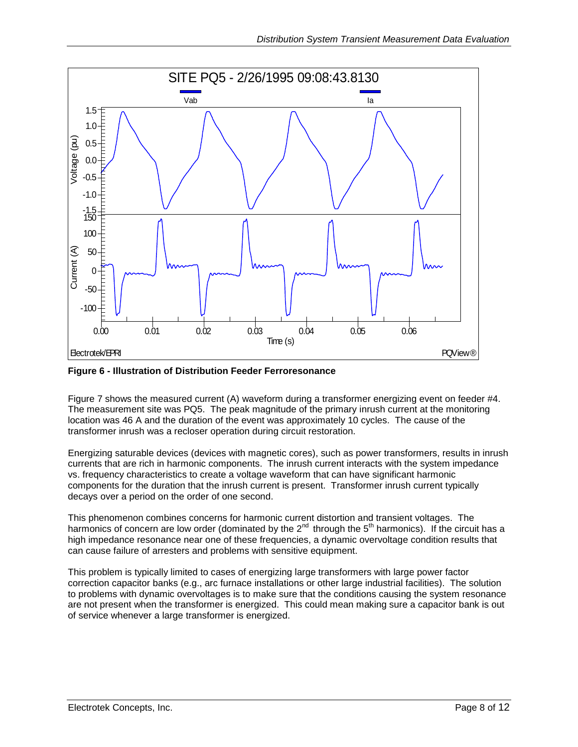**Figure 6 - Illustration of Distribution Feeder Ferroresonance**

Figure 7 shows the measured current (A) waveform during a transformer energizing event on feeder #4. The measurement site was PQ5. The peak magnitude of the primary inrush current at the monitoring location was 46 A and the duration of the event was approximately 10 cycles. The cause of the transformer inrush was a recloser operation during circuit restoration.

Energizing saturable devices (devices with magnetic cores), such as power transformers, results in inrush currents that are rich in harmonic components. The inrush current interacts with the system impedance vs. frequency characteristics to create a voltage waveform that can have significant harmonic components for the duration that the inrush current is present. Transformer inrush current typically decays over a period on the order of one second.

This phenomenon combines concerns for harmonic current distortion and transient voltages. The harmonics of concern are low order (dominated by the 2nd through the 5th harmonics). If the circuit has a high impedance resonance near one of these frequencies, a dynamic overvoltage condition results that can cause failure of arresters and problems with sensitive equipment.

This problem is typically limited to cases of energizing large transformers with large power factor correction capacitor banks (e.g., arc furnace installations or other large industrial facilities). The solution to problems with dynamic overvoltages is to make sure that the conditions causing the system resonance are not present when the transformer is energized. This could mean making sure a capacitor bank is out of service whenever a large transformer is energized.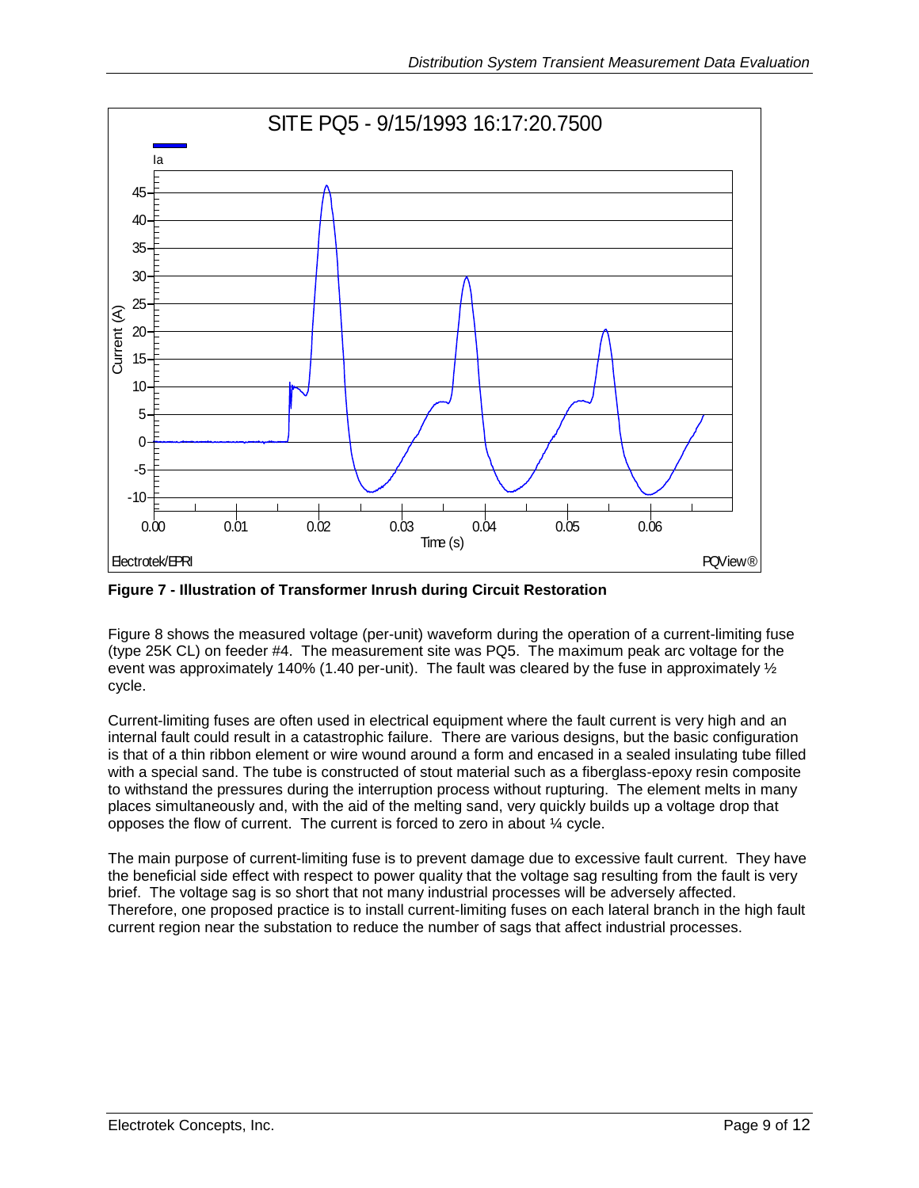**Figure 7 - Illustration of Transformer Inrush during Circuit Restoration**

Figure 8 shows the measured voltage (per-unit) waveform during the operation of a current-limiting fuse (type 25K CL) on feeder #4. The measurement site was PQ5. The maximum peak arc voltage for the event was approximately 140% (1.40 per-unit). The fault was cleared by the fuse in approximately ½ cycle.

Current-limiting fuses are often used in electrical equipment where the fault current is very high and an internal fault could result in a catastrophic failure. There are various designs, but the basic configuration is that of a thin ribbon element or wire wound around a form and encased in a sealed insulating tube filled with a special sand. The tube is constructed of stout material such as a fiberglass-epoxy resin composite to withstand the pressures during the interruption process without rupturing. The element melts in many places simultaneously and, with the aid of the melting sand, very quickly builds up a voltage drop that opposes the flow of current. The current is forced to zero in about ¼ cycle.

The main purpose of current-limiting fuse is to prevent damage due to excessive fault current. They have the beneficial side effect with respect to power quality that the voltage sag resulting from the fault is very brief. The voltage sag is so short that not many industrial processes will be adversely affected. Therefore, one proposed practice is to install current-limiting fuses on each lateral branch in the high fault current region near the substation to reduce the number of sags that affect industrial processes.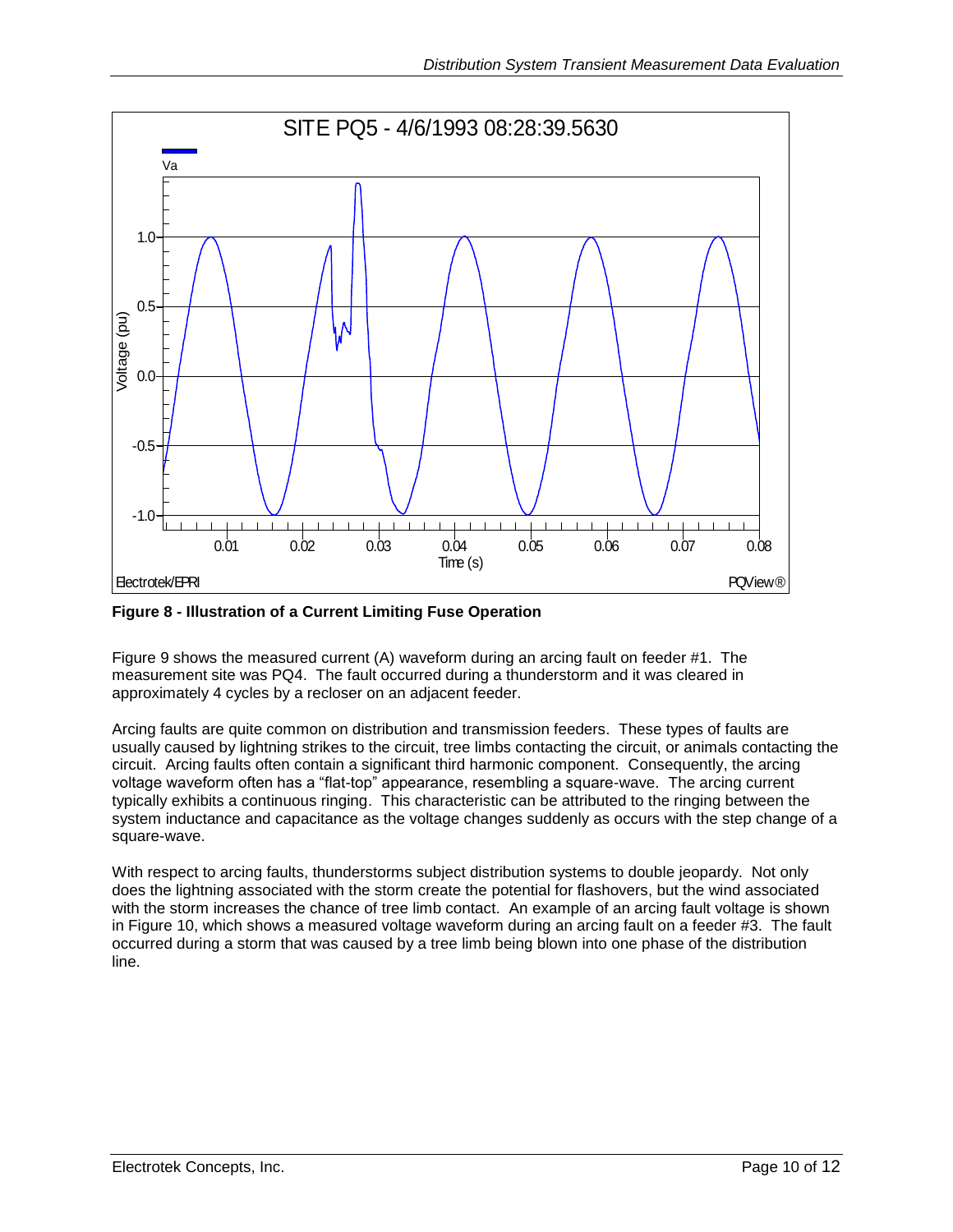**Figure 8 - Illustration of a Current Limiting Fuse Operation**

Figure 9 shows the measured current (A) waveform during an arcing fault on feeder #1. The measurement site was PQ4. The fault occurred during a thunderstorm and it was cleared in approximately 4 cycles by a recloser on an adjacent feeder.

Arcing faults are quite common on distribution and transmission feeders. These types of faults are usually caused by lightning strikes to the circuit, tree limbs contacting the circuit, or animals contacting the circuit. Arcing faults often contain a significant third harmonic component. Consequently, the arcing voltage waveform often has a "flat-top" appearance, resembling a square-wave. The arcing current typically exhibits a continuous ringing. This characteristic can be attributed to the ringing between the system inductance and capacitance as the voltage changes suddenly as occurs with the step change of a square-wave.

With respect to arcing faults, thunderstorms subject distribution systems to double jeopardy. Not only does the lightning associated with the storm create the potential for flashovers, but the wind associated with the storm increases the chance of tree limb contact. An example of an arcing fault voltage is shown in Figure 10, which shows a measured voltage waveform during an arcing fault on a feeder #3. The fault occurred during a storm that was caused by a tree limb being blown into one phase of the distribution line.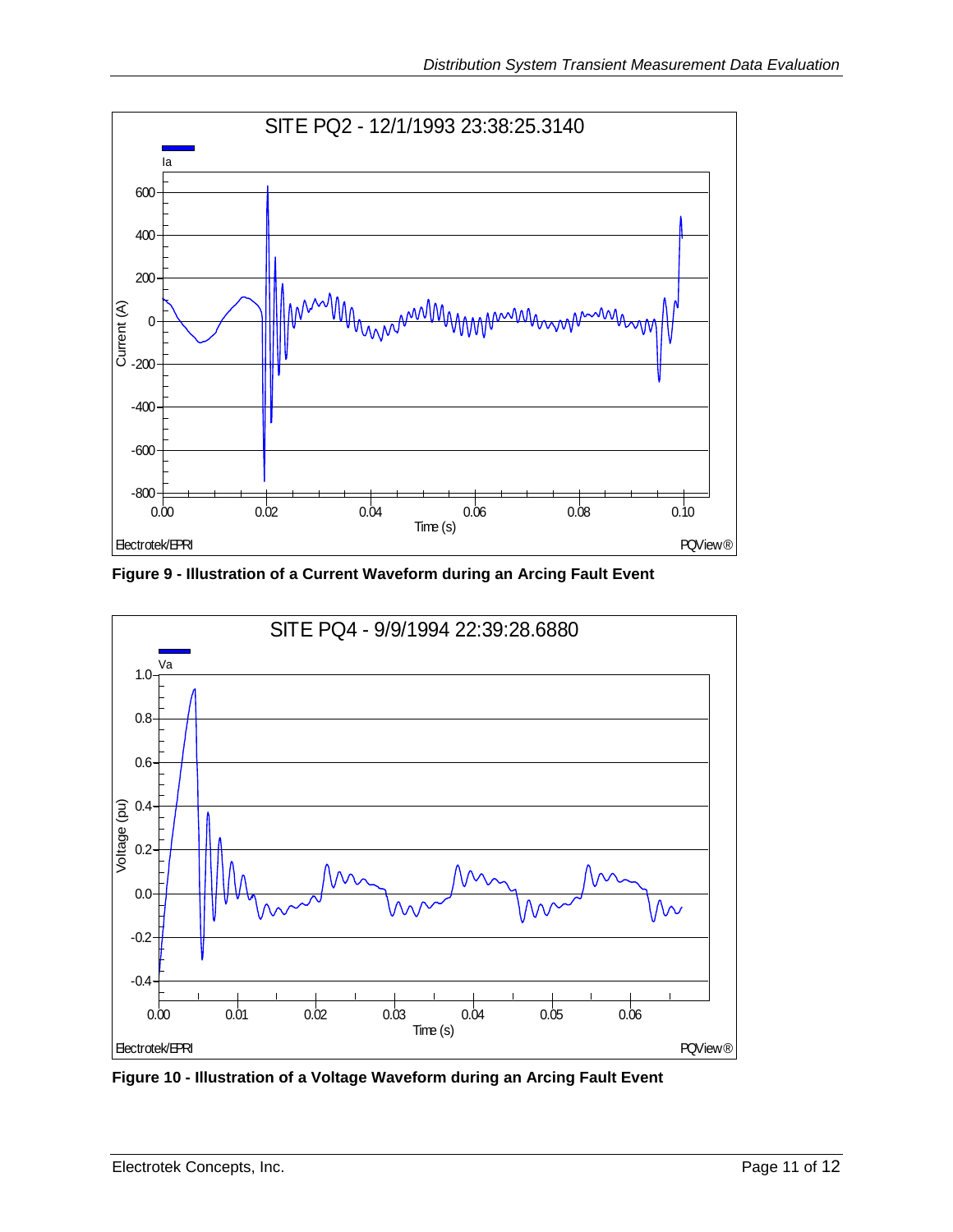Figure 9 - Illustration of a Current Waveform during an Arcing Fault Event

Figure 10 - Illustration of a Voltage Waveform during an Arcing Fault Event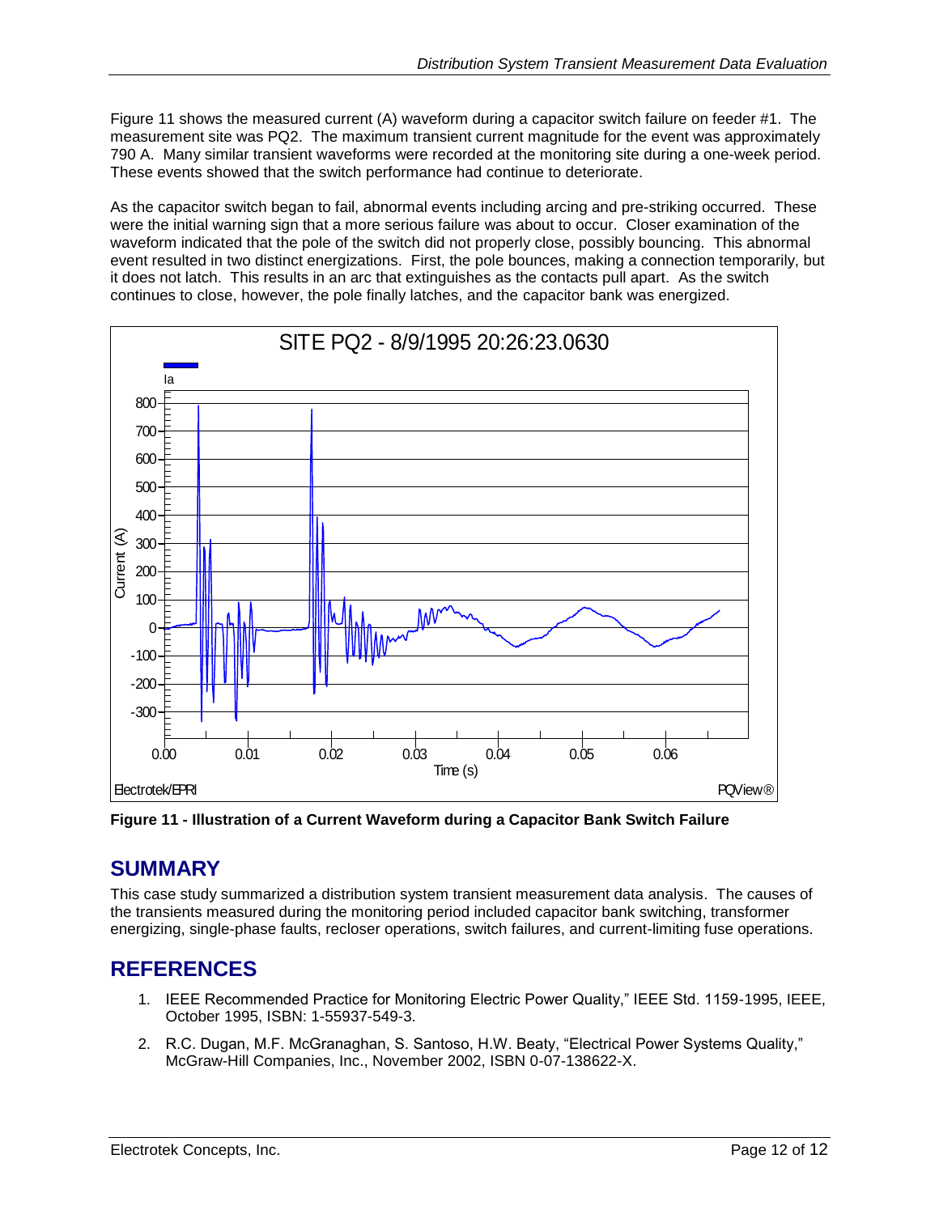Figure 11 shows the measured current (A) waveform during a capacitor switch failure on feeder #1. The measurement site was PQ2. The maximum transient current magnitude for the event was approximately 790 A. Many similar transient waveforms were recorded at the monitoring site during a one-week period. These events showed that the switch performance had continue to deteriorate.

As the capacitor switch began to fail, abnormal events including arcing and pre-striking occurred. These were the initial warning sign that a more serious failure was about to occur. Closer examination of the waveform indicated that the pole of the switch did not properly close, possibly bouncing. This abnormal event resulted in two distinct energizations. First, the pole bounces, making a connection temporarily, but it does not latch. This results in an arc that extinguishes as the contacts pull apart. As the switch continues to close, however, the pole finally latches, and the capacitor bank was energized.

SITE PQ2 - 8/9/1995 20:26:23.0630

Ia

Current (A)

800
700
600
500
400
300
200
100
0
-100
-200
-300

0.00
0.01
0.02
0.03
0.04
0.05
0.06

Time (s)

Electrotek/EPRI

PQView®

**Figure 11 - Illustration of a Current Waveform during a Capacitor Bank Switch Failure**

## SUMMARY

This case study summarized a distribution system transient measurement data analysis. The causes of the transients measured during the monitoring period included capacitor bank switching, transformer energizing, single-phase faults, recloser operations, switch failures, and current-limiting fuse operations.

## REFERENCES

1. IEEE Recommended Practice for Monitoring Electric Power Quality," IEEE Std. 1159-1995, IEEE, October 1995, ISBN: 1-55937-549-3.
2. R.C. Dugan, M.F. McGranaghan, S. Santoso, H.W. Beaty, "Electrical Power Systems Quality," McGraw-Hill Companies, Inc., November 2002, ISBN 0-07-138622-X.